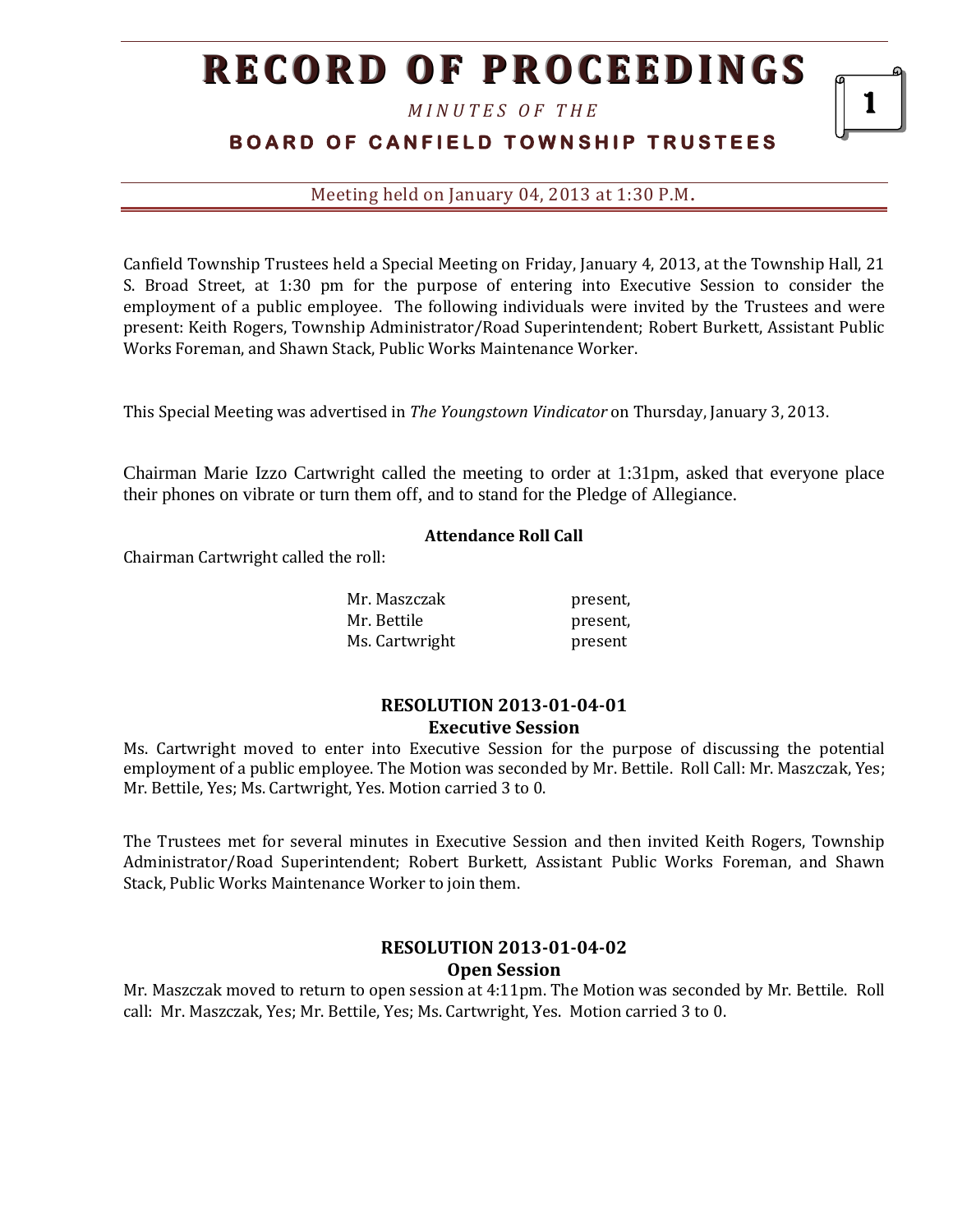# RECORD OF PROCEEDINGS

*MINUTES OF THE*

## BOARD OF CANFIELD TOWNSHIP TRUSTEES

Meeting held on January 04, 2013 at 1:30 P.M.

Canfield Township Trustees held a Special Meeting on Friday, January 4, 2013, at the Township Hall, 21 S. Broad Street, at 1:30 pm for the purpose of entering into Executive Session to consider the employment of a public employee. The following individuals were invited by the Trustees and were present: Keith Rogers, Township Administrator/Road Superintendent; Robert Burkett, Assistant Public Works Foreman, and Shawn Stack, Public Works Maintenance Worker.

This Special Meeting was advertised in *The Youngstown Vindicator* on Thursday, January 3, 2013.

Chairman Marie Izzo Cartwright called the meeting to order at 1:31pm, asked that everyone place their phones on vibrate or turn them off, and to stand for the Pledge of Allegiance.

**Attendance Roll Call**

Chairman Cartwright called the roll:

| | |
|---|---|
| Mr. Maszczak | present, |
| Mr. Bettile | present, |
| Ms. Cartwright | present |

**RESOLUTION 2013-01-04-01**
**Executive Session**

Ms. Cartwright moved to enter into Executive Session for the purpose of discussing the potential employment of a public employee. The Motion was seconded by Mr. Bettile. Roll Call: Mr. Maszczak, Yes; Mr. Bettile, Yes; Ms. Cartwright, Yes. Motion carried 3 to 0.

The Trustees met for several minutes in Executive Session and then invited Keith Rogers, Township Administrator/Road Superintendent; Robert Burkett, Assistant Public Works Foreman, and Shawn Stack, Public Works Maintenance Worker to join them.

**RESOLUTION 2013-01-04-02**
**Open Session**

Mr. Maszczak moved to return to open session at 4:11pm. The Motion was seconded by Mr. Bettile. Roll call: Mr. Maszczak, Yes; Mr. Bettile, Yes; Ms. Cartwright, Yes. Motion carried 3 to 0.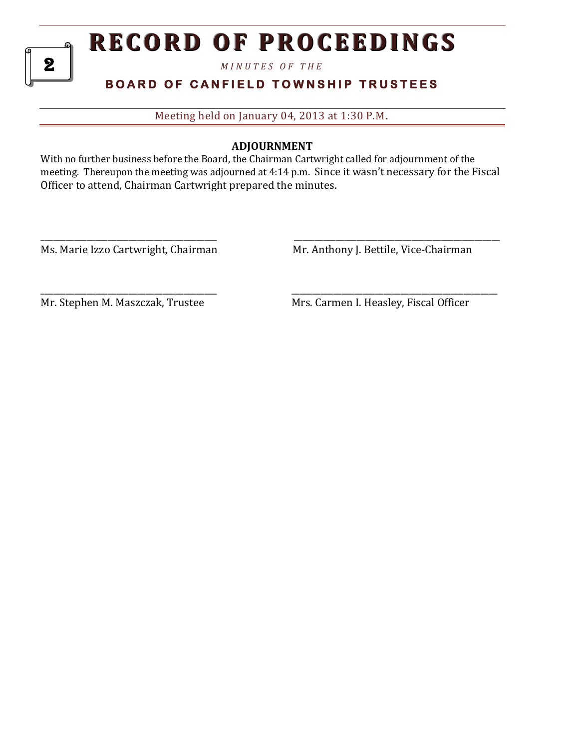## ADJOURNMENT

With no further business before the Board, the Chairman Cartwright called for adjournment of the meeting. Thereupon the meeting was adjourned at 4:14 p.m. Since it wasn't necessary for the Fiscal Officer to attend, Chairman Cartwright prepared the minutes.

| | |
|---|---|
| _______________________________ | _______________________________ |
| Ms. Marie Izzo Cartwright, Chairman | Mr. Anthony J. Bettile, Vice-Chairman |
| _______________________________ | _______________________________ |
| Mr. Stephen M. Maszczak, Trustee | Mrs. Carmen I. Heasley, Fiscal Officer |